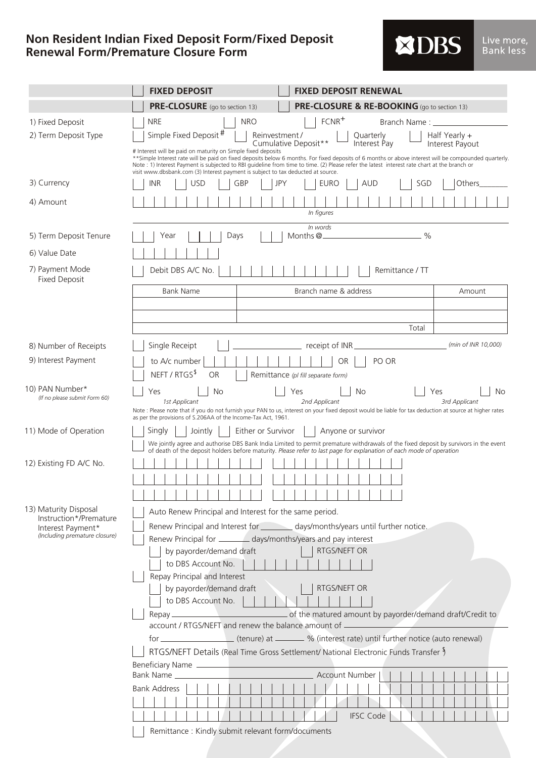# Non Resident Indian Fixed Deposit Form/Fixed Deposit Renewal Form/Premature Closure Form

DBS Live more, Bank less

| | | |
|---|---|---|
| | ☐ **FIXED DEPOSIT** | ☐ **FIXED DEPOSIT RENEWAL** |
| | ☐ **PRE-CLOSURE** (go to section 13) | ☐ **PRE-CLOSURE & RE-BOOKING** (go to section 13) |

1) Fixed Deposit: ☐ NRE ☐ NRO ☐ FCNR+ Branch Name : ____________

2) Term Deposit Type: ☐ Simple Fixed Deposit # ☐ Reinvestment / Cumulative Deposit** ☐ Quarterly Interest Pay ☐ Half Yearly + Interest Payout

# Interest will be paid on maturity on Simple fixed deposits
**Simple Interest rate will be paid on fixed deposits below 6 months. For fixed deposits of 6 months or above interest will be compounded quarterly.
Note : 1) Interest Payment is subjected to RBI guideline from time to time. (2) Please refer the latest interest rate chart at the branch or visit www.dbsbank.com (3) Interest payment is subject to tax deducted at source.

3) Currency: ☐ INR ☐ USD ☐ GBP ☐ JPY ☐ EURO ☐ AUD ☐ SGD ☐ Others______

4) Amount: ________________ *In figures*

________________ *In words*

5) Term Deposit Tenure: ☐ Year ☐ Days ☐ Months @____________ %

6) Value Date: ________

7) Payment Mode Fixed Deposit: ☐ Debit DBS A/C No. ____________ ☐ Remittance / TT

| Bank Name | Branch name & address | Amount |
|---|---|---|
| | | |
| | | |
| | Total | |

8) Number of Receipts: ☐ Single Receipt ☐ ____________ receipt of INR ____________ *(min of INR 10,000)*

9) Interest Payment: ☐ to A/c number ____________ OR ☐ PO OR
☐ NEFT / RTGS$ OR ☐ Remittance *(pl fill separate form)*

10) PAN Number* *(If no please submit Form 60)*: ☐ Yes ☐ No *1st Applicant* ☐ Yes ☐ No *2nd Applicant* ☐ Yes ☐ No *3rd Applicant*

Note : Please note that if you do not furnish your PAN to us, interest on your fixed deposit would be liable for tax deduction at source at higher rates as per the provisions of S.206AA of the Income-Tax Act, 1961.

11) Mode of Operation: ☐ Singly ☐ Jointly ☐ Either or Survivor ☐ Anyone or survivor

☐ We jointly agree and authorise DBS Bank India Limited to permit premature withdrawals of the fixed deposit by survivors in the event of death of the deposit holders before maturity. *Please refer to last page for explanation of each mode of operation*

12) Existing FD A/C No.: ____________

13) Maturity Disposal Instruction*/Premature Interest Payment* *(Including premature closure)*

☐ Auto Renew Principal and Interest for the same period.

☐ Renew Principal and Interest for ________ days/months/years until further notice.

☐ Renew Principal for ________ days/months/years and pay interest
- ☐ by payorder/demand draft ☐ RTGS/NEFT OR
- ☐ to DBS Account No. ____________

☐ Repay Principal and Interest
- ☐ by payorder/demand draft ☐ RTGS/NEFT OR
- ☐ to DBS Account No. ____________

☐ Repay ____________ of the matured amount by payorder/demand draft/Credit to account / RTGS/NEFT and renew the balance amount of ____________ for ____________ (tenure) at ________ % (interest rate) until further notice (auto renewal)

☐ RTGS/NEFT Details (Real Time Gross Settlement/ National Electronic Funds Transfer $)

Beneficiary Name ____________

Bank Name ____________ Account Number ____________

Bank Address ____________

IFSC Code ____________

☐ Remittance : Kindly submit relevant form/documents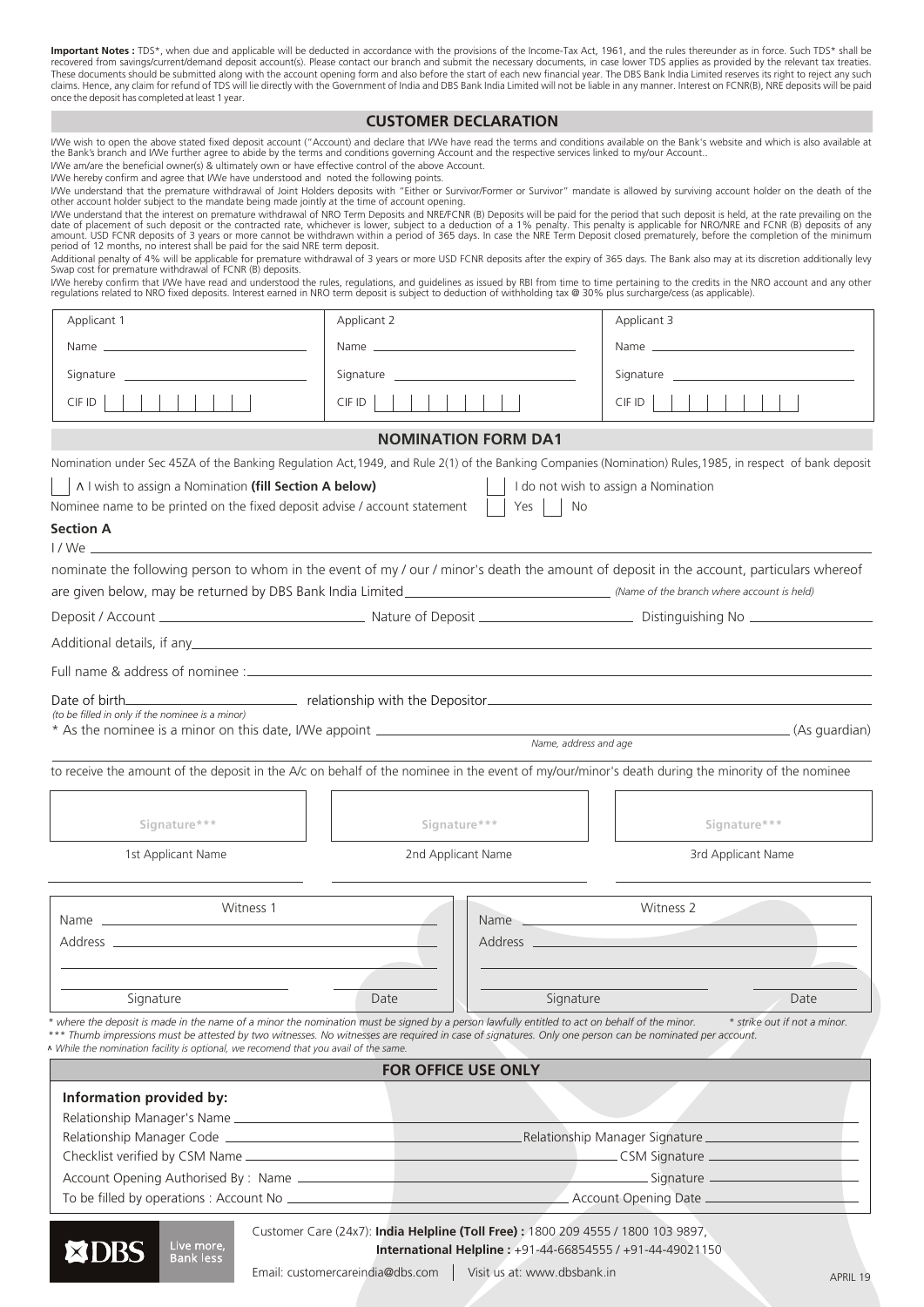**Important Notes :** TDS*, when due and applicable will be deducted in accordance with the provisions of the Income-Tax Act, 1961, and the rules thereunder as in force. Such TDS* shall be recovered from savings/current/demand deposit account(s). Please contact our branch and submit the necessary documents, in case lower TDS applies as provided by the relevant tax treaties. These documents should be submitted along with the account opening form and also before the start of each new financial year. The DBS Bank India Limited reserves its right to reject any such claims. Hence, any claim for refund of TDS will lie directly with the Government of India and DBS Bank India Limited will not be liable in any manner. Interest on FCNR(B), NRE deposits will be paid once the deposit has completed at least 1 year.

## CUSTOMER DECLARATION

I/We wish to open the above stated fixed deposit account ("Account) and declare that I/We have read the terms and conditions available on the Bank's website and which is also available at the Bank's branch and I/We further agree to abide by the terms and conditions governing Account and the respective services linked to my/our Account..

I/We am/are the beneficial owner(s) & ultimately own or have effective control of the above Account.

I/We hereby confirm and agree that I/We have understood and noted the following points.

I/We understand that the premature withdrawal of Joint Holders deposits with "Either or Survivor/Former or Survivor" mandate is allowed by surviving account holder on the death of the other account holder subject to the mandate being made jointly at the time of account opening.

I/We understand that the interest on premature withdrawal of NRO Term Deposits and NRE/FCNR (B) Deposits will be paid for the period that such deposit is held, at the rate prevailing on the date of placement of such deposit or the contracted rate, whichever is lower, subject to a deduction of a 1% penalty. This penalty is applicable for NRO/NRE and FCNR (B) deposits of any amount. USD FCNR deposits of 3 years or more cannot be withdrawn within a period of 365 days. In case the NRE Term Deposit closed prematurely, before the completion of the minimum period of 12 months, no interest shall be paid for the said NRE term deposit.

Additional penalty of 4% will be applicable for premature withdrawal of 3 years or more USD FCNR deposits after the expiry of 365 days. The Bank also may at its discretion additionally levy Swap cost for premature withdrawal of FCNR (B) deposits.

I/We hereby confirm that I/We have read and understood the rules, regulations, and guidelines as issued by RBI from time to time pertaining to the credits in the NRO account and any other regulations related to NRO fixed deposits. Interest earned in NRO term deposit is subject to deduction of withholding tax @ 30% plus surcharge/cess (as applicable).

| Applicant 1 | Applicant 2 | Applicant 3 |
|---|---|---|
| Name | Name | Name |
| Signature | Signature | Signature |
| CIF ID | CIF ID | CIF ID |

## NOMINATION FORM DA1

Nomination under Sec 45ZA of the Banking Regulation Act,1949, and Rule 2(1) of the Banking Companies (Nomination) Rules,1985, in respect of bank deposit

☐ ^ I wish to assign a Nomination **(fill Section A below)** ☐ I do not wish to assign a Nomination

Nominee name to be printed on the fixed deposit advise / account statement ☐ Yes ☐ No

### Section A

I / We ______

nominate the following person to whom in the event of my / our / minor's death the amount of deposit in the account, particulars whereof are given below, may be returned by DBS Bank India Limited ______ *(Name of the branch where account is held)*

Deposit / Account ______ Nature of Deposit ______ Distinguishing No ______

Additional details, if any ______

Full name & address of nominee : ______

Date of birth ______ relationship with the Depositor ______

*(to be filled in only if the nominee is a minor)*

\* As the nominee is a minor on this date, I/We appoint ______ (As guardian)

*Name, address and age*

to receive the amount of the deposit in the A/c on behalf of the nominee in the event of my/our/minor's death during the minority of the nominee

| Signature*** | Signature*** | Signature*** |
|---|---|---|
| 1st Applicant Name | 2nd Applicant Name | 3rd Applicant Name |

| Witness 1 | Witness 2 |
|---|---|
| Name | Name |
| Address | Address |
| Signature / Date | Signature / Date |

*\* where the deposit is made in the name of a minor the nomination must be signed by a person lawfully entitled to act on behalf of the minor.* *\* strike out if not a minor.*

*\*\*\* Thumb impressions must be attested by two witnesses. No witnesses are required in case of signatures. Only one person can be nominated per account.*

*^ While the nomination facility is optional, we recomend that you avail of the same.*

## FOR OFFICE USE ONLY

**Information provided by:**

Relationship Manager's Name ______

Relationship Manager Code ______ Relationship Manager Signature ______

Checklist verified by CSM Name ______ CSM Signature ______

Account Opening Authorised By : Name ______ Signature ______

To be filled by operations : Account No ______ Account Opening Date ______

DBS Live more, Bank less

Customer Care (24x7): **India Helpline (Toll Free) :** 1800 209 4555 / 1800 103 9897, **International Helpline :** +91-44-66854555 / +91-44-49021150

Email: customercareindia@dbs.com | Visit us at: www.dbsbank.in

APRIL 19